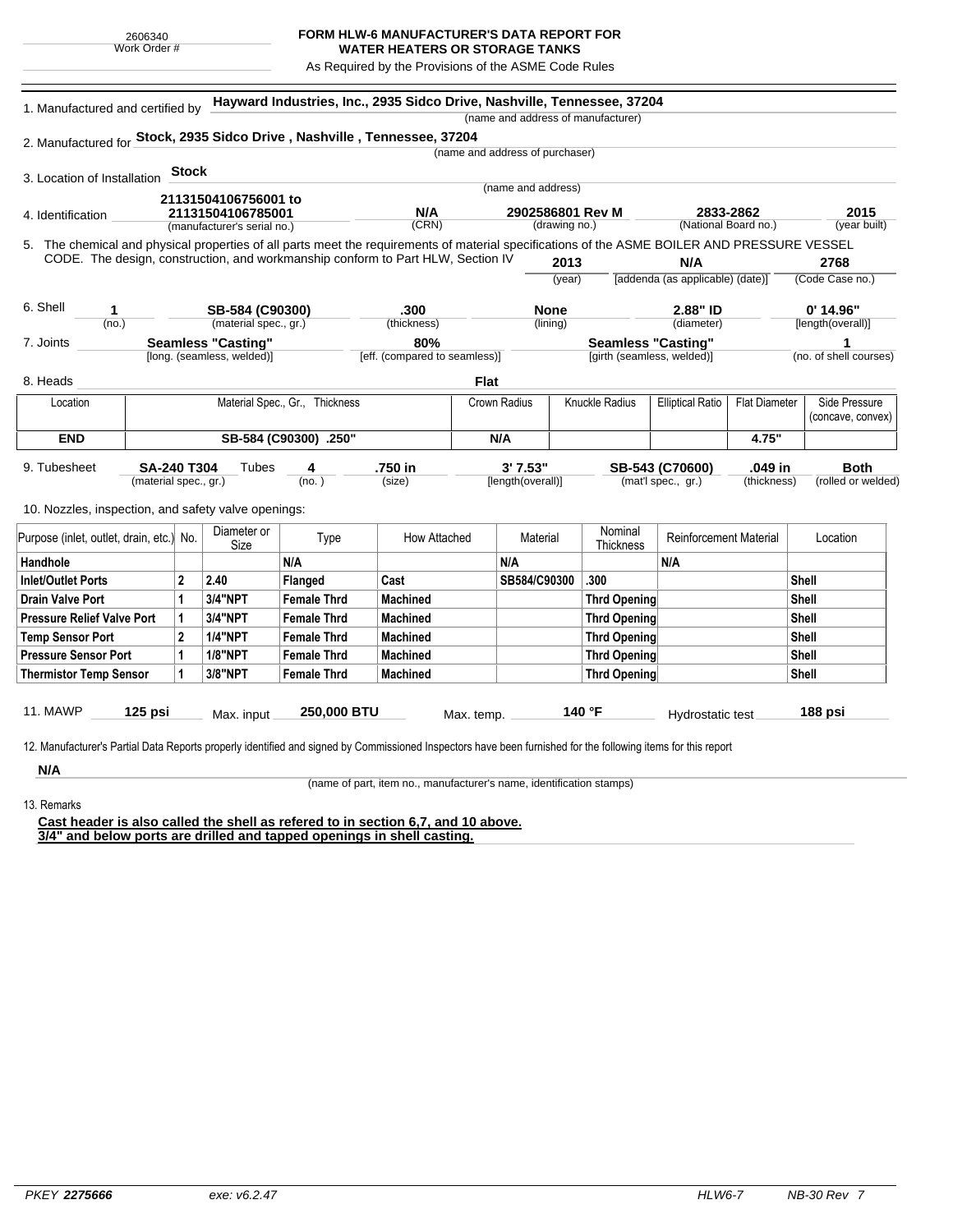2606340
Work Order #

# FORM HLW-6 MANUFACTURER'S DATA REPORT FOR WATER HEATERS OR STORAGE TANKS

As Required by the Provisions of the ASME Code Rules

1. Manufactured and certified by **Hayward Industries, Inc., 2935 Sidco Drive, Nashville, Tennessee, 37204**
(name and address of manufacturer)

2. Manufactured for **Stock, 2935 Sidco Drive , Nashville , Tennessee, 37204**
(name and address of purchaser)

3. Location of Installation **Stock**
(name and address)

4. Identification

| 21131504106756001 to 21131504106785001 | N/A | 2902586801 Rev M | 2833-2862 | 2015 |
|---|---|---|---|---|
| (manufacturer's serial no.) | (CRN) | (drawing no.) | (National Board no.) | (year built) |

5. The chemical and physical properties of all parts meet the requirements of material specifications of the ASME BOILER AND PRESSURE VESSEL CODE. The design, construction, and workmanship conform to Part HLW, Section IV

| 2013 | N/A | 2768 |
|---|---|---|
| (year) | [addenda (as applicable) (date)] | (Code Case no.) |

6. Shell

| 1 | SB-584 (C90300) | .300 | None | 2.88" ID | 0' 14.96" |
|---|---|---|---|---|---|
| (no.) | (material spec., gr.) | (thickness) | (lining) | (diameter) | [length(overall)] |

7. Joints

| Seamless "Casting" | 80% | Seamless "Casting" | 1 |
|---|---|---|---|
| [long. (seamless, welded)] | [eff. (compared to seamless)] | [girth (seamless, welded)] | (no. of shell courses) |

8. Heads **Flat**

| Location | Material Spec., Gr., Thickness | Crown Radius | Knuckle Radius | Elliptical Ratio | Flat Diameter | Side Pressure (concave, convex) |
|---|---|---|---|---|---|---|
| **END** | **SB-584 (C90300) .250"** | **N/A** | | | **4.75"** | |

9. Tubesheet

| SA-240 T304 | Tubes 4 | .750 in | 3' 7.53" | SB-543 (C70600) | .049 in | Both |
|---|---|---|---|---|---|---|
| (material spec., gr.) | (no.) | (size) | [length(overall)] | (mat'l spec., gr.) | (thickness) | (rolled or welded) |

10. Nozzles, inspection, and safety valve openings:

| Purpose (inlet, outlet, drain, etc.) | No. | Diameter or Size | Type | How Attached | Material | Nominal Thickness | Reinforcement Material | Location |
|---|---|---|---|---|---|---|---|---|
| Handhole | | | N/A | | N/A | | N/A | |
| Inlet/Outlet Ports | 2 | 2.40 | Flanged | Cast | SB584/C90300 | .300 | | Shell |
| Drain Valve Port | 1 | 3/4"NPT | Female Thrd | Machined | | Thrd Opening | | Shell |
| Pressure Relief Valve Port | 1 | 3/4"NPT | Female Thrd | Machined | | Thrd Opening | | Shell |
| Temp Sensor Port | 2 | 1/4"NPT | Female Thrd | Machined | | Thrd Opening | | Shell |
| Pressure Sensor Port | 1 | 1/8"NPT | Female Thrd | Machined | | Thrd Opening | | Shell |
| Thermistor Temp Sensor | 1 | 3/8"NPT | Female Thrd | Machined | | Thrd Opening | | Shell |

11. MAWP **125 psi** Max. input **250,000 BTU** Max. temp. **140 °F** Hydrostatic test **188 psi**

12. Manufacturer's Partial Data Reports properly identified and signed by Commissioned Inspectors have been furnished for the following items for this report

**N/A**
(name of part, item no., manufacturer's name, identification stamps)

13. Remarks

**Cast header is also called the shell as refered to in section 6,7, and 10 above.**
**3/4" and below ports are drilled and tapped openings in shell casting.**

PKEY **2275666** exe: v6.2.47 HLW6-7 NB-30 Rev 7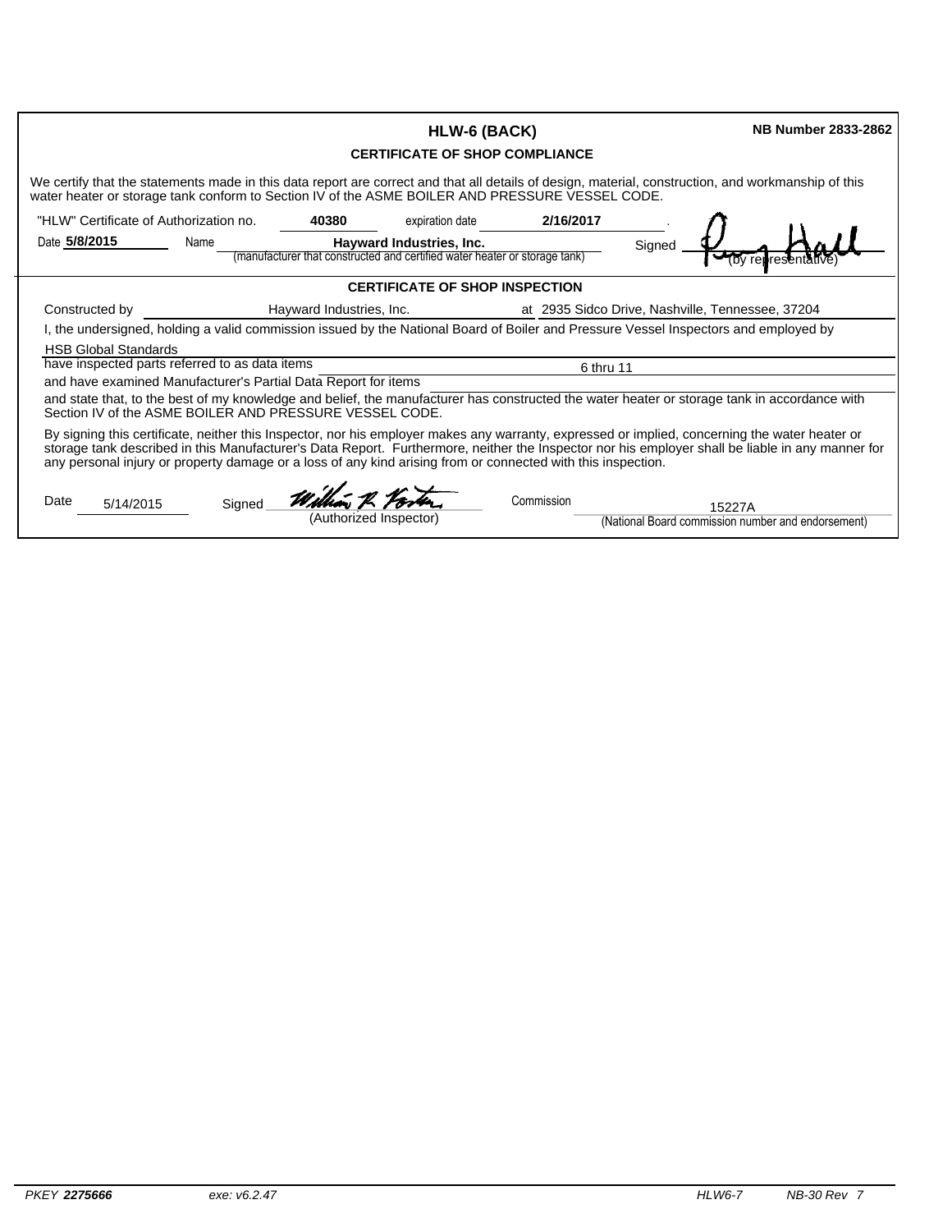# HLW-6 (BACK)

**NB Number 2833-2862**

## CERTIFICATE OF SHOP COMPLIANCE

We certify that the statements made in this data report are correct and that all details of design, material, construction, and workmanship of this water heater or storage tank conform to Section IV of the ASME BOILER AND PRESSURE VESSEL CODE.

"HLW" Certificate of Authorization no. **40380** expiration date **2/16/2017** .

Date **5/8/2015** Name **Hayward Industries, Inc.** Signed Perry Hall
(manufacturer that constructed and certified water heater or storage tank) (by representative)

## CERTIFICATE OF SHOP INSPECTION

Constructed by Hayward Industries, Inc. at 2935 Sidco Drive, Nashville, Tennessee, 37204

I, the undersigned, holding a valid commission issued by the National Board of Boiler and Pressure Vessel Inspectors and employed by HSB Global Standards

have inspected parts referred to as data items 6 thru 11

and have examined Manufacturer's Partial Data Report for items

and state that, to the best of my knowledge and belief, the manufacturer has constructed the water heater or storage tank in accordance with Section IV of the ASME BOILER AND PRESSURE VESSEL CODE.

By signing this certificate, neither this Inspector, nor his employer makes any warranty, expressed or implied, concerning the water heater or storage tank described in this Manufacturer's Data Report. Furthermore, neither the Inspector nor his employer shall be liable in any manner for any personal injury or property damage or a loss of any kind arising from or connected with this inspection.

Date 5/14/2015 Signed William R. Foster Commission 15227A
(Authorized Inspector) (National Board commission number and endorsement)

PKEY 2275666 exe: v6.2.47 HLW6-7 NB-30 Rev 7